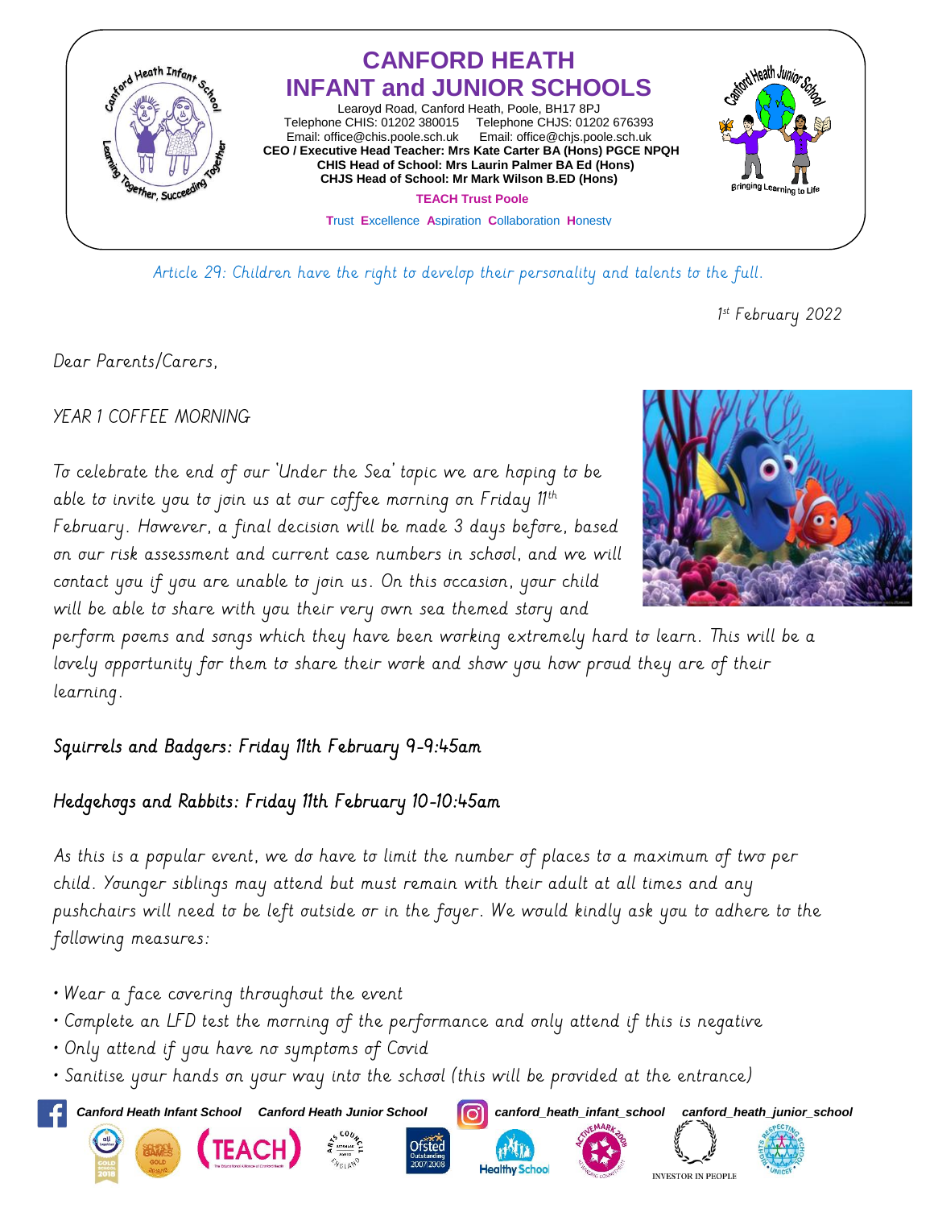# CANFORD HEATH INFANT and JUNIOR SCHOOLS

Learoyd Road, Canford Heath, Poole, BH17 8PJ
Telephone CHIS: 01202 380015 Telephone CHJS: 01202 676393
Email: office@chis.poole.sch.uk Email: office@chjs.poole.sch.uk
**CEO / Executive Head Teacher: Mrs Kate Carter BA (Hons) PGCE NPQH**
**CHIS Head of School: Mrs Laurin Palmer BA Ed (Hons)**
**CHJS Head of School: Mr Mark Wilson B.ED (Hons)**

**TEACH Trust Poole**

Trust Excellence Aspiration Collaboration Honesty

*Article 29: Children have the right to develop their personality and talents to the full.*

1st February 2022

Dear Parents/Carers,

YEAR 1 COFFEE MORNING

To celebrate the end of our 'Under the Sea' topic we are hoping to be able to invite you to join us at our coffee morning on Friday 11th February. However, a final decision will be made 3 days before, based on our risk assessment and current case numbers in school, and we will contact you if you are unable to join us. On this occasion, your child will be able to share with you their very own sea themed story and perform poems and songs which they have been working extremely hard to learn. This will be a lovely opportunity for them to share their work and show you how proud they are of their learning.

**Squirrels and Badgers: Friday 11th February 9-9:45am**

**Hedgehogs and Rabbits: Friday 11th February 10-10:45am**

As this is a popular event, we do have to limit the number of places to a maximum of two per child. Younger siblings may attend but must remain with their adult at all times and any pushchairs will need to be left outside or in the foyer. We would kindly ask you to adhere to the following measures:

- Wear a face covering throughout the event
- Complete an LFD test the morning of the performance and only attend if this is negative
- Only attend if you have no symptoms of Covid
- Sanitise your hands on your way into the school (this will be provided at the entrance)

Canford Heath Infant School Canford Heath Junior School canford_heath_infant_school canford_heath_junior_school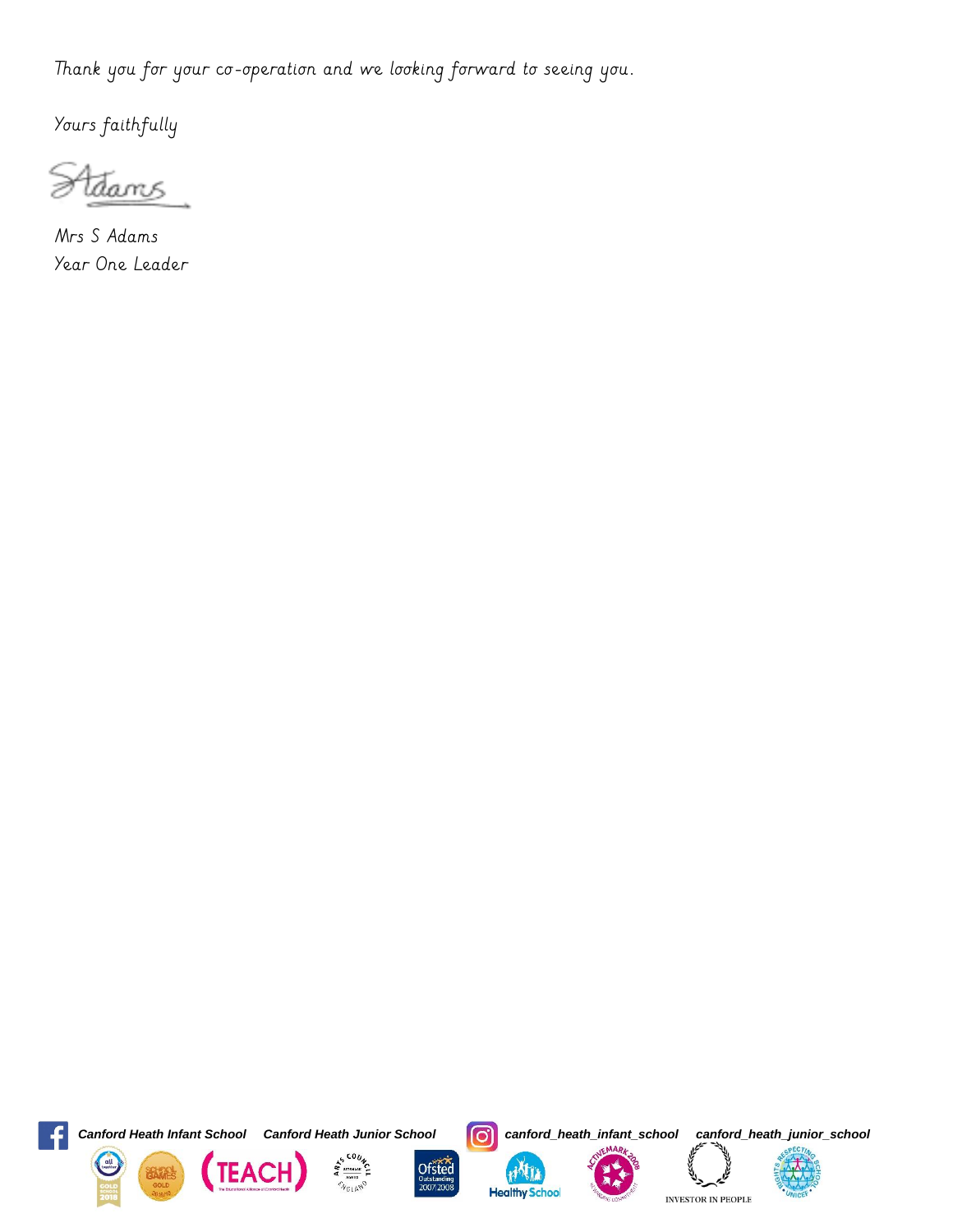Thank you for your co-operation and we looking forward to seeing you.

Yours faithfully

Mrs S Adams
Year One Leader

Canford Heath Infant School Canford Heath Junior School canford_heath_infant_school canford_heath_junior_school